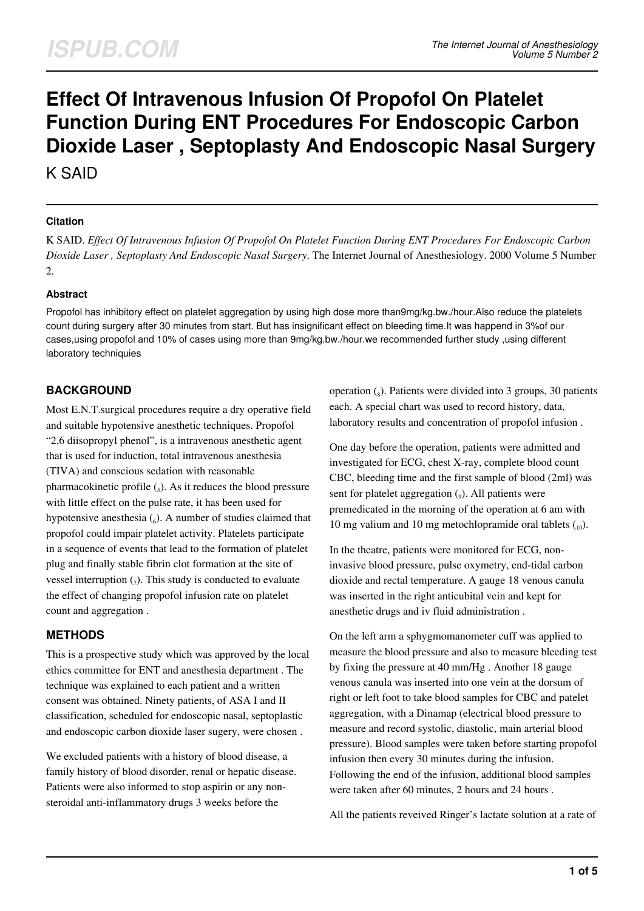# Effect Of Intravenous Infusion Of Propofol On Platelet Function During ENT Procedures For Endoscopic Carbon Dioxide Laser , Septoplasty And Endoscopic Nasal Surgery

K SAID

### Citation

K SAID. *Effect Of Intravenous Infusion Of Propofol On Platelet Function During ENT Procedures For Endoscopic Carbon Dioxide Laser , Septoplasty And Endoscopic Nasal Surgery*. The Internet Journal of Anesthesiology. 2000 Volume 5 Number 2.

### Abstract

Propofol has inhibitory effect on platelet aggregation by using high dose more than9mg/kg.bw./hour.Also reduce the platelets count during surgery after 30 minutes from start. But has insignificant effect on bleeding time.It was happend in 3%of our cases,using propofol and 10% of cases using more than 9mg/kg.bw./hour.we recommended further study ,using different laboratory techniquies

## BACKGROUND

Most E.N.T.surgical procedures require a dry operative field and suitable hypotensive anesthetic techniques. Propofol "2,6 diisopropyl phenol", is a intravenous anesthetic agent that is used for induction, total intravenous anesthesia (TIVA) and conscious sedation with reasonable pharmacokinetic profile ([5]). As it reduces the blood pressure with little effect on the pulse rate, it has been used for hypotensive anesthesia ([6]). A number of studies claimed that propofol could impair platelet activity. Platelets participate in a sequence of events that lead to the formation of platelet plug and finally stable fibrin clot formation at the site of vessel interruption ([7]). This study is conducted to evaluate the effect of changing propofol infusion rate on platelet count and aggregation .

## METHODS

This is a prospective study which was approved by the local ethics committee for ENT and anesthesia department . The technique was explained to each patient and a written consent was obtained. Ninety patients, of ASA I and II classification, scheduled for endoscopic nasal, septoplastic and endoscopic carbon dioxide laser sugery, were chosen .

We excluded patients with a history of blood disease, a family history of blood disorder, renal or hepatic disease. Patients were also informed to stop aspirin or any non-steroidal anti-inflammatory drugs 3 weeks before the operation ([8]). Patients were divided into 3 groups, 30 patients each. A special chart was used to record history, data, laboratory results and concentration of propofol infusion .

One day before the operation, patients were admitted and investigated for ECG, chest X-ray, complete blood count CBC, bleeding time and the first sample of blood (2ml) was sent for platelet aggregation ([9]). All patients were premedicated in the morning of the operation at 6 am with 10 mg valium and 10 mg metochlopramide oral tablets ([10]).

In the theatre, patients were monitored for ECG, non-invasive blood pressure, pulse oxymetry, end-tidal carbon dioxide and rectal temperature. A gauge 18 venous canula was inserted in the right anticubital vein and kept for anesthetic drugs and iv fluid administration .

On the left arm a sphygmomanometer cuff was applied to measure the blood pressure and also to measure bleeding test by fixing the pressure at 40 mm/Hg . Another 18 gauge venous canula was inserted into one vein at the dorsum of right or left foot to take blood samples for CBC and patelet aggregation, with a Dinamap (electrical blood pressure to measure and record systolic, diastolic, main arterial blood pressure). Blood samples were taken before starting propofol infusion then every 30 minutes during the infusion. Following the end of the infusion, additional blood samples were taken after 60 minutes, 2 hours and 24 hours .

All the patients reveived Ringer's lactate solution at a rate of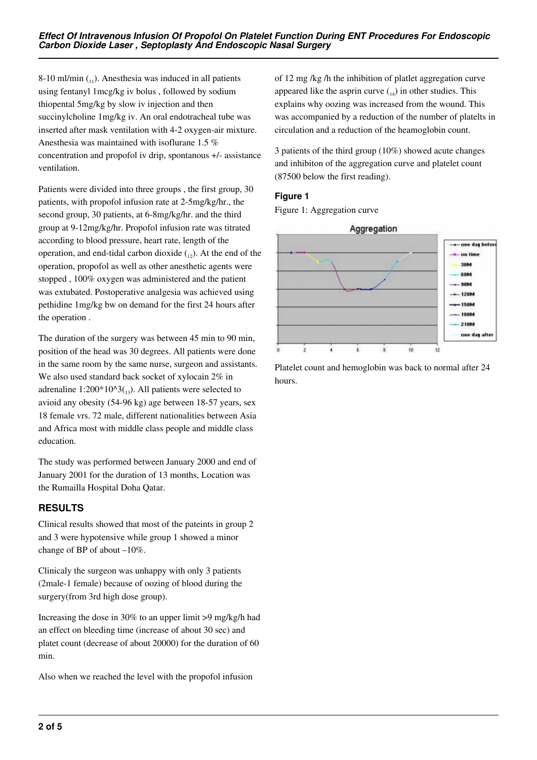8-10 ml/min ([11]). Anesthesia was induced in all patients using fentanyl 1mcg/kg iv bolus , followed by sodium thiopental 5mg/kg by slow iv injection and then succinylcholine 1mg/kg iv. An oral endotracheal tube was inserted after mask ventilation with 4-2 oxygen-air mixture. Anesthesia was maintained with isoflurane 1.5 % concentration and propofol iv drip, spontanous +/- assistance ventilation.

Patients were divided into three groups , the first group, 30 patients, with propofol infusion rate at 2-5mg/kg/hr., the second group, 30 patients, at 6-8mg/kg/hr. and the third group at 9-12mg/kg/hr. Propofol infusion rate was titrated according to blood pressure, heart rate, length of the operation, and end-tidal carbon dioxide ([12]). At the end of the operation, propofol as well as other anesthetic agents were stopped , 100% oxygen was administered and the patient was extubated. Postoperative analgesia was achieved using pethidine 1mg/kg bw on demand for the first 24 hours after the operation .

The duration of the surgery was between 45 min to 90 min, position of the head was 30 degrees. All patients were done in the same room by the same nurse, surgeon and assistants. We also used standard back socket of xylocain 2% in adrenaline 1:200*10^3([13]). All patients were selected to avioid any obesity (54-96 kg) age between 18-57 years, sex 18 female vrs. 72 male, different nationalities between Asia and Africa most with middle class people and middle class education.

The study was performed between January 2000 and end of January 2001 for the duration of 13 months, Location was the Rumailla Hospital Doha Qatar.

## RESULTS

Clinical results showed that most of the pateints in group 2 and 3 were hypotensive while group 1 showed a minor change of BP of about –10%.

Clinicaly the surgeon was unhappy with only 3 patients (2male-1 female) because of oozing of blood during the surgery(from 3rd high dose group).

Increasing the dose in 30% to an upper limit >9 mg/kg/h had an effect on bleeding time (increase of about 30 sec) and platet count (decrease of about 20000) for the duration of 60 min.

Also when we reached the level with the propofol infusion of 12 mg /kg /h the inhibition of platlet aggregation curve appeared like the asprin curve ([14]) in other studies. This explains why oozing was increased from the wound. This was accompanied by a reduction of the number of platelts in circulation and a reduction of the heamoglobin count.

3 patients of the third group (10%) showed acute changes and inhibiton of the aggregation curve and platelet count (87500 below the first reading).

### Figure 1

Figure 1: Aggregation curve

Platelet count and hemoglobin was back to normal after 24 hours.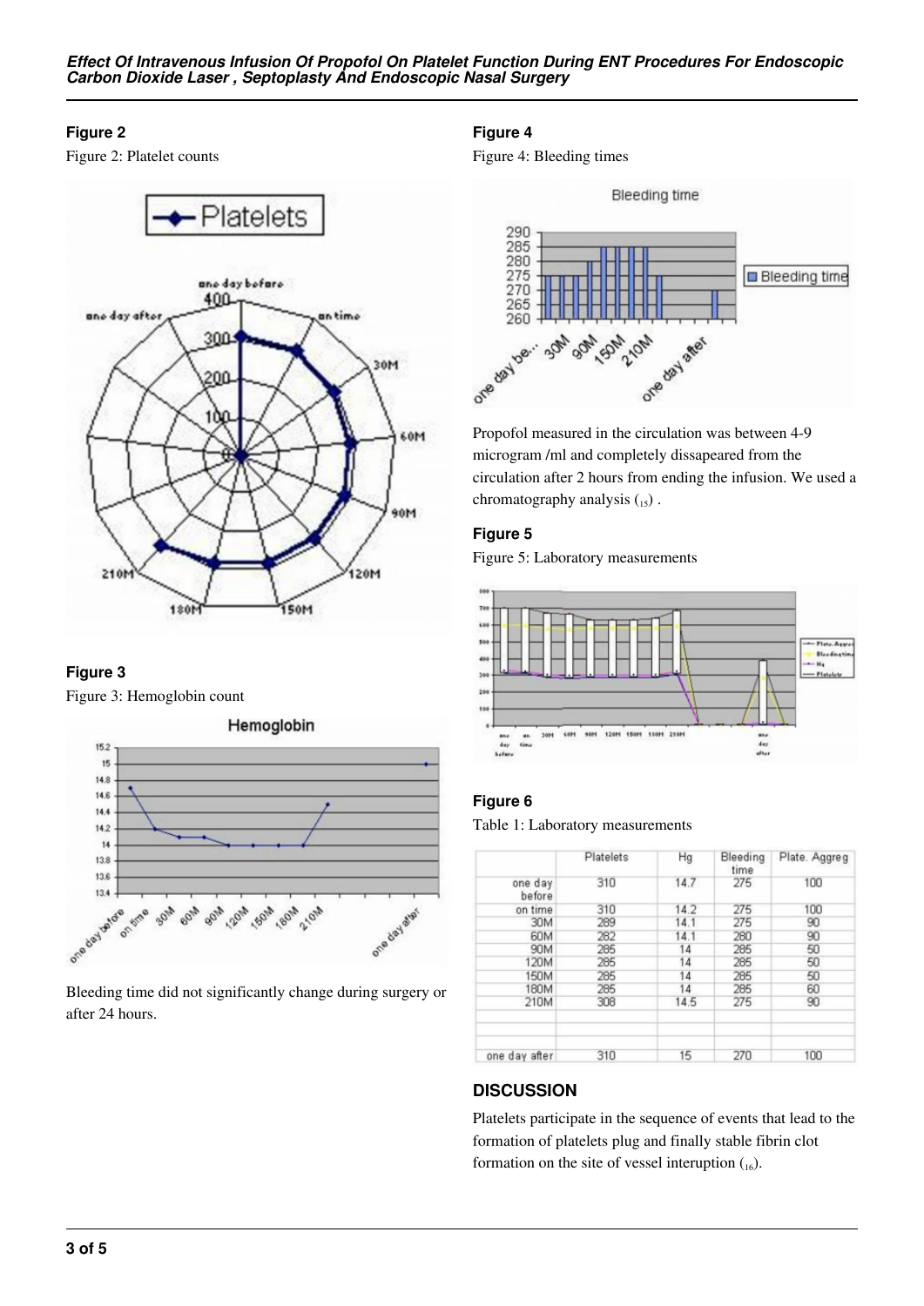### Figure 2

Figure 2: Platelet counts

### Figure 3

Figure 3: Hemoglobin count

Bleeding time did not significantly change during surgery or after 24 hours.

### Figure 4

Figure 4: Bleeding times

Propofol measured in the circulation was between 4-9 microgram /ml and completely dissapeared from the circulation after 2 hours from ending the infusion. We used a chromatography analysis (15) .

### Figure 5

Figure 5: Laboratory measurements

### Figure 6

Table 1: Laboratory measurements

| | Platelets | Hg | Bleeding time | Plate. Aggreg |
|---|---|---|---|---|
| one day before | 310 | 14.7 | 275 | 100 |
| on time | 310 | 14.2 | 275 | 100 |
| 30M | 289 | 14.1 | 275 | 90 |
| 60M | 282 | 14.1 | 280 | 90 |
| 90M | 285 | 14 | 285 | 50 |
| 120M | 285 | 14 | 285 | 50 |
| 150M | 285 | 14 | 285 | 50 |
| 180M | 285 | 14 | 285 | 60 |
| 210M | 308 | 14.5 | 275 | 90 |
| | | | | |
| | | | | |
| one day after | 310 | 15 | 270 | 100 |

## DISCUSSION

Platelets participate in the sequence of events that lead to the formation of platelets plug and finally stable fibrin clot formation on the site of vessel interuption (16).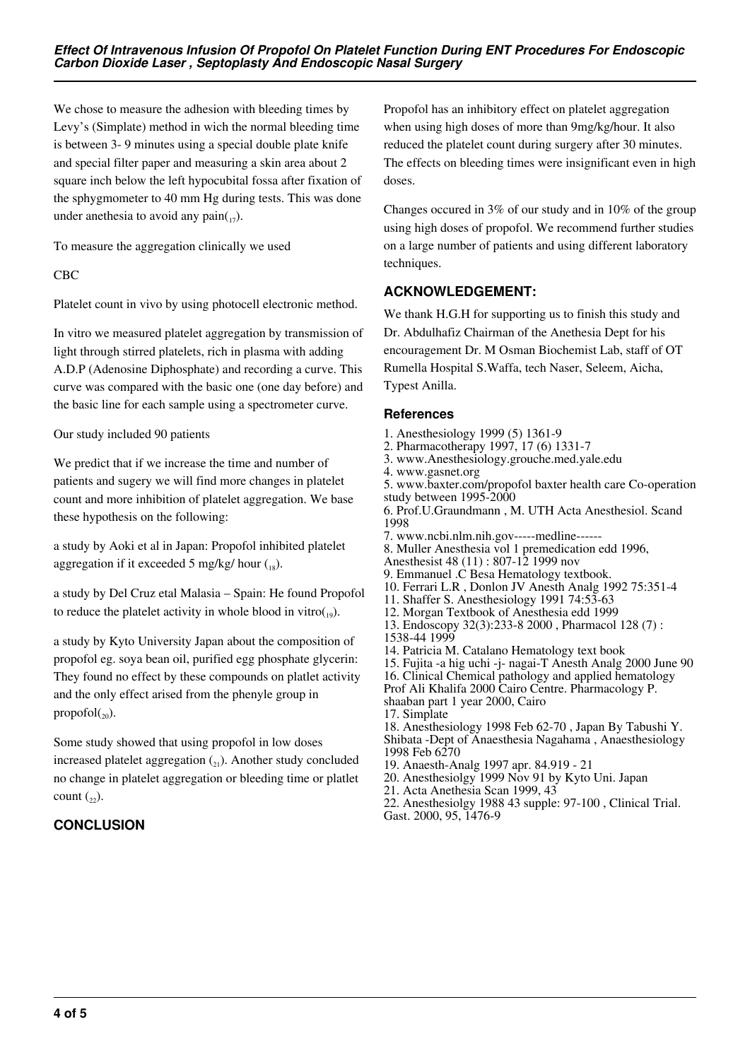We chose to measure the adhesion with bleeding times by Levy's (Simplate) method in wich the normal bleeding time is between 3- 9 minutes using a special double plate knife and special filter paper and measuring a skin area about 2 square inch below the left hypocubital fossa after fixation of the sphygmometer to 40 mm Hg during tests. This was done under anethesia to avoid any pain([17]).

To measure the aggregation clinically we used

CBC

Platelet count in vivo by using photocell electronic method.

In vitro we measured platelet aggregation by transmission of light through stirred platelets, rich in plasma with adding A.D.P (Adenosine Diphosphate) and recording a curve. This curve was compared with the basic one (one day before) and the basic line for each sample using a spectrometer curve.

Our study included 90 patients

We predict that if we increase the time and number of patients and sugery we will find more changes in platelet count and more inhibition of platelet aggregation. We base these hypothesis on the following:

a study by Aoki et al in Japan: Propofol inhibited platelet aggregation if it exceeded 5 mg/kg/ hour ([18]).

a study by Del Cruz etal Malasia – Spain: He found Propofol to reduce the platelet activity in whole blood in vitro([19]).

a study by Kyto University Japan about the composition of propofol eg. soya bean oil, purified egg phosphate glycerin: They found no effect by these compounds on platlet activity and the only effect arised from the phenyle group in propofol([20]).

Some study showed that using propofol in low doses increased platelet aggregation ([21]). Another study concluded no change in platelet aggregation or bleeding time or platlet count ([22]).

## CONCLUSION

Propofol has an inhibitory effect on platelet aggregation when using high doses of more than 9mg/kg/hour. It also reduced the platelet count during surgery after 30 minutes. The effects on bleeding times were insignificant even in high doses.

Changes occured in 3% of our study and in 10% of the group using high doses of propofol. We recommend further studies on a large number of patients and using different laboratory techniques.

## ACKNOWLEDGEMENT:

We thank H.G.H for supporting us to finish this study and Dr. Abdulhafiz Chairman of the Anethesia Dept for his encouragement Dr. M Osman Biochemist Lab, staff of OT Rumella Hospital S.Waffa, tech Naser, Seleem, Aicha, Typest Anilla.

## References

1. Anesthesiology 1999 (5) 1361-9
2. Pharmacotherapy 1997, 17 (6) 1331-7
3. www.Anesthesiology.grouche.med.yale.edu
4. www.gasnet.org
5. www.baxter.com/propofol baxter health care Co-operation study between 1995-2000
6. Prof.U.Graundmann , M. UTH Acta Anesthesiol. Scand 1998
7. www.ncbi.nlm.nih.gov-----medline------
8. Muller Anesthesia vol 1 premedication edd 1996, Anesthesist 48 (11) : 807-12 1999 nov
9. Emmanuel .C Besa Hematology textbook.
10. Ferrari L.R , Donlon JV Anesth Analg 1992 75:351-4
11. Shaffer S. Anesthesiology 1991 74:53-63
12. Morgan Textbook of Anesthesia edd 1999
13. Endoscopy 32(3):233-8 2000 , Pharmacol 128 (7) : 1538-44 1999
14. Patricia M. Catalano Hematology text book
15. Fujita -a hig uchi -j- nagai-T Anesth Analg 2000 June 90
16. Clinical Chemical pathology and applied hematology Prof Ali Khalifa 2000 Cairo Centre. Pharmacology P. shaaban part 1 year 2000, Cairo
17. Simplate
18. Anesthesiology 1998 Feb 62-70 , Japan By Tabushi Y. Shibata -Dept of Anaesthesia Nagahama , Anaesthesiology 1998 Feb 6270
19. Anaesth-Analg 1997 apr. 84.919 - 21
20. Anesthesiolgy 1999 Nov 91 by Kyto Uni. Japan
21. Acta Anethesia Scan 1999, 43
22. Anesthesiolgy 1988 43 supple: 97-100 , Clinical Trial. Gast. 2000, 95, 1476-9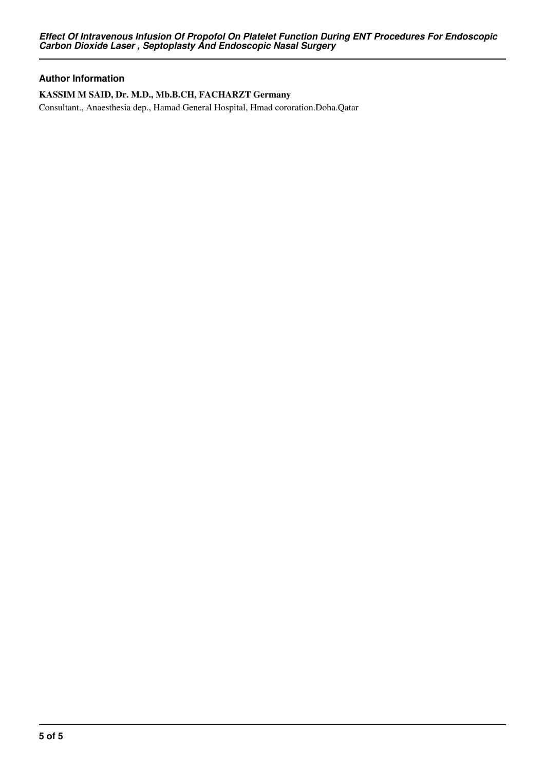### Author Information

**KASSIM M SAID, Dr. M.D., Mb.B.CH, FACHARZT Germany**

Consultant., Anaesthesia dep., Hamad General Hospital, Hmad cororation.Doha.Qatar